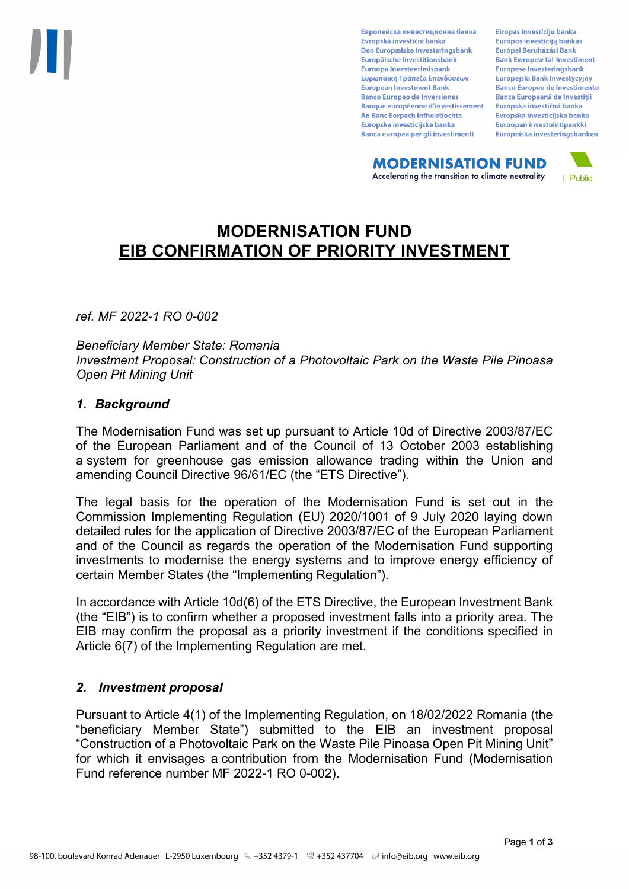# MODERNISATION FUND
# EIB CONFIRMATION OF PRIORITY INVESTMENT

*ref. MF 2022-1 RO 0-002*

*Beneficiary Member State: Romania*
*Investment Proposal: Construction of a Photovoltaic Park on the Waste Pile Pinoasa Open Pit Mining Unit*

## *1. Background*

The Modernisation Fund was set up pursuant to Article 10d of Directive 2003/87/EC of the European Parliament and of the Council of 13 October 2003 establishing a system for greenhouse gas emission allowance trading within the Union and amending Council Directive 96/61/EC (the "ETS Directive").

The legal basis for the operation of the Modernisation Fund is set out in the Commission Implementing Regulation (EU) 2020/1001 of 9 July 2020 laying down detailed rules for the application of Directive 2003/87/EC of the European Parliament and of the Council as regards the operation of the Modernisation Fund supporting investments to modernise the energy systems and to improve energy efficiency of certain Member States (the "Implementing Regulation").

In accordance with Article 10d(6) of the ETS Directive, the European Investment Bank (the "EIB") is to confirm whether a proposed investment falls into a priority area. The EIB may confirm the proposal as a priority investment if the conditions specified in Article 6(7) of the Implementing Regulation are met.

## *2. Investment proposal*

Pursuant to Article 4(1) of the Implementing Regulation, on 18/02/2022 Romania (the "beneficiary Member State") submitted to the EIB an investment proposal "Construction of a Photovoltaic Park on the Waste Pile Pinoasa Open Pit Mining Unit" for which it envisages a contribution from the Modernisation Fund (Modernisation Fund reference number MF 2022-1 RO 0-002).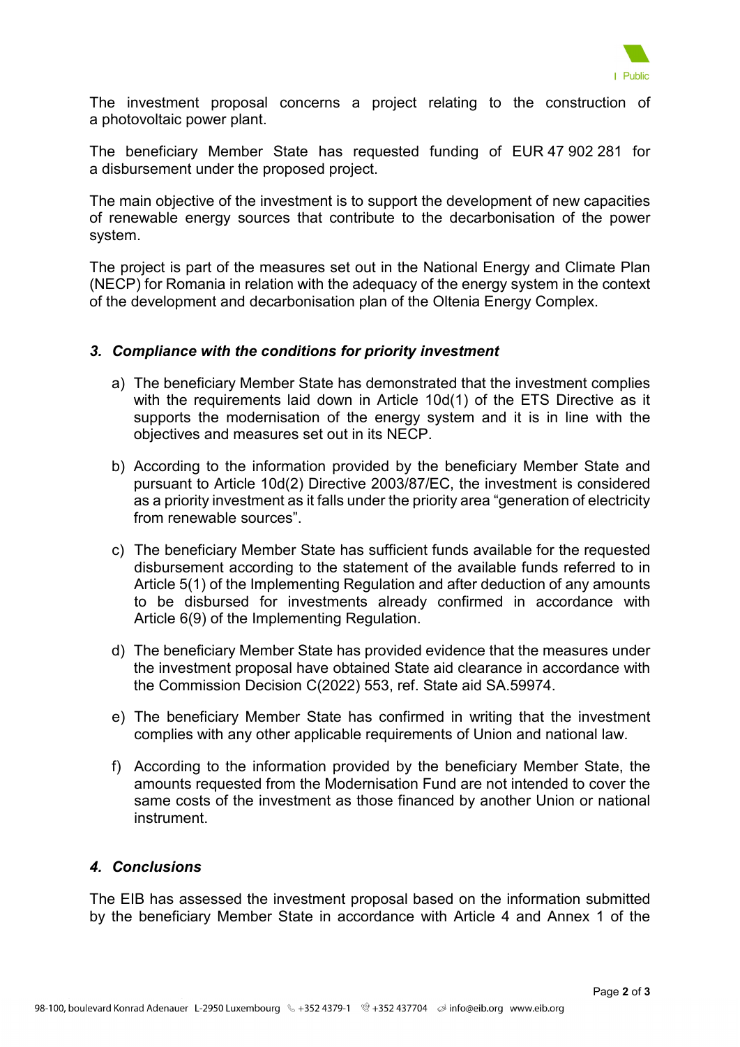The investment proposal concerns a project relating to the construction of a photovoltaic power plant.

The beneficiary Member State has requested funding of EUR 47 902 281 for a disbursement under the proposed project.

The main objective of the investment is to support the development of new capacities of renewable energy sources that contribute to the decarbonisation of the power system.

The project is part of the measures set out in the National Energy and Climate Plan (NECP) for Romania in relation with the adequacy of the energy system in the context of the development and decarbonisation plan of the Oltenia Energy Complex.

### *3. Compliance with the conditions for priority investment*

a) The beneficiary Member State has demonstrated that the investment complies with the requirements laid down in Article 10d(1) of the ETS Directive as it supports the modernisation of the energy system and it is in line with the objectives and measures set out in its NECP.

b) According to the information provided by the beneficiary Member State and pursuant to Article 10d(2) Directive 2003/87/EC, the investment is considered as a priority investment as it falls under the priority area "generation of electricity from renewable sources".

c) The beneficiary Member State has sufficient funds available for the requested disbursement according to the statement of the available funds referred to in Article 5(1) of the Implementing Regulation and after deduction of any amounts to be disbursed for investments already confirmed in accordance with Article 6(9) of the Implementing Regulation.

d) The beneficiary Member State has provided evidence that the measures under the investment proposal have obtained State aid clearance in accordance with the Commission Decision C(2022) 553, ref. State aid SA.59974.

e) The beneficiary Member State has confirmed in writing that the investment complies with any other applicable requirements of Union and national law.

f) According to the information provided by the beneficiary Member State, the amounts requested from the Modernisation Fund are not intended to cover the same costs of the investment as those financed by another Union or national instrument.

### *4. Conclusions*

The EIB has assessed the investment proposal based on the information submitted by the beneficiary Member State in accordance with Article 4 and Annex 1 of the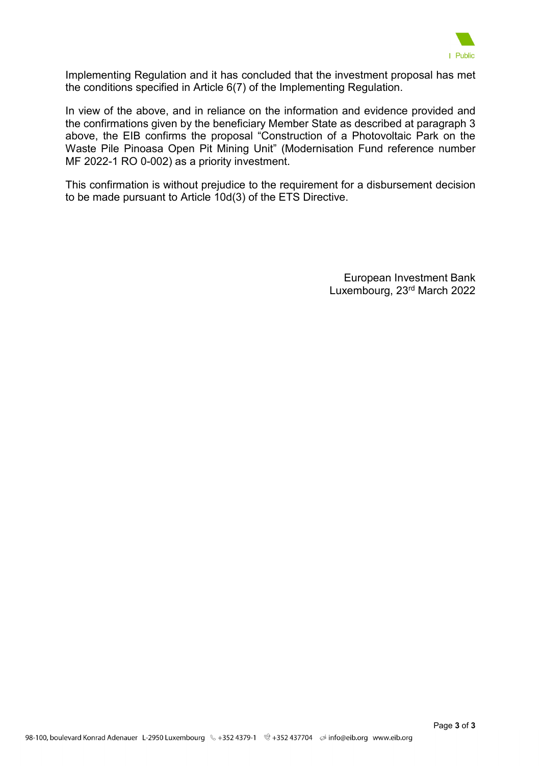Implementing Regulation and it has concluded that the investment proposal has met the conditions specified in Article 6(7) of the Implementing Regulation.

In view of the above, and in reliance on the information and evidence provided and the confirmations given by the beneficiary Member State as described at paragraph 3 above, the EIB confirms the proposal "Construction of a Photovoltaic Park on the Waste Pile Pinoasa Open Pit Mining Unit" (Modernisation Fund reference number MF 2022-1 RO 0-002) as a priority investment.

This confirmation is without prejudice to the requirement for a disbursement decision to be made pursuant to Article 10d(3) of the ETS Directive.

European Investment Bank
Luxembourg, 23rd March 2022